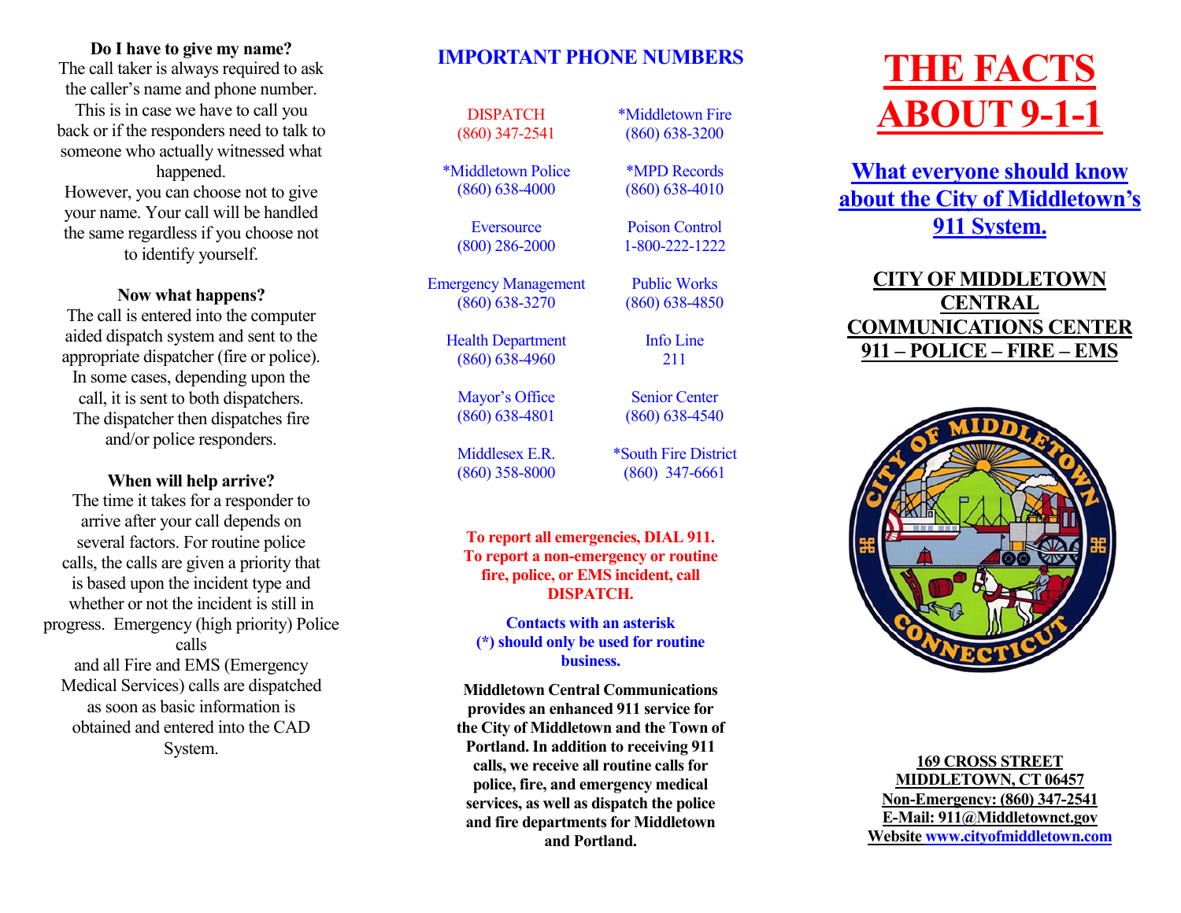**Do I have to give my name?**

The call taker is always required to ask the caller's name and phone number. This is in case we have to call you back or if the responders need to talk to someone who actually witnessed what happened.

However, you can choose not to give your name. Your call will be handled the same regardless if you choose not to identify yourself.

**Now what happens?**

The call is entered into the computer aided dispatch system and sent to the appropriate dispatcher (fire or police). In some cases, depending upon the call, it is sent to both dispatchers. The dispatcher then dispatches fire and/or police responders.

**When will help arrive?**

The time it takes for a responder to arrive after your call depends on several factors. For routine police calls, the calls are given a priority that is based upon the incident type and whether or not the incident is still in progress. Emergency (high priority) Police calls and all Fire and EMS (Emergency Medical Services) calls are dispatched as soon as basic information is obtained and entered into the CAD System.

## IMPORTANT PHONE NUMBERS

| | |
|---|---|
| DISPATCH (860) 347-2541 | *Middletown Fire (860) 638-3200 |
| *Middletown Police (860) 638-4000 | *MPD Records (860) 638-4010 |
| Eversource (800) 286-2000 | Poison Control 1-800-222-1222 |
| Emergency Management (860) 638-3270 | Public Works (860) 638-4850 |
| Health Department (860) 638-4960 | Info Line 211 |
| Mayor's Office (860) 638-4801 | Senior Center (860) 638-4540 |
| Middlesex E.R. (860) 358-8000 | *South Fire District (860) 347-6661 |

**To report all emergencies, DIAL 911. To report a non-emergency or routine fire, police, or EMS incident, call DISPATCH.**

**Contacts with an asterisk (*) should only be used for routine business.**

**Middletown Central Communications provides an enhanced 911 service for the City of Middletown and the Town of Portland. In addition to receiving 911 calls, we receive all routine calls for police, fire, and emergency medical services, as well as dispatch the police and fire departments for Middletown and Portland.**

# THE FACTS ABOUT 9-1-1

## What everyone should know about the City of Middletown's 911 System.

### CITY OF MIDDLETOWN CENTRAL COMMUNICATIONS CENTER 911 – POLICE – FIRE – EMS

CITY OF MIDDLETOWN CONNECTICUT

**169 CROSS STREET**
**MIDDLETOWN, CT 06457**
**Non-Emergency: (860) 347-2541**
**E-Mail: 911@Middletownct.gov**
**Website www.cityofmiddletown.com**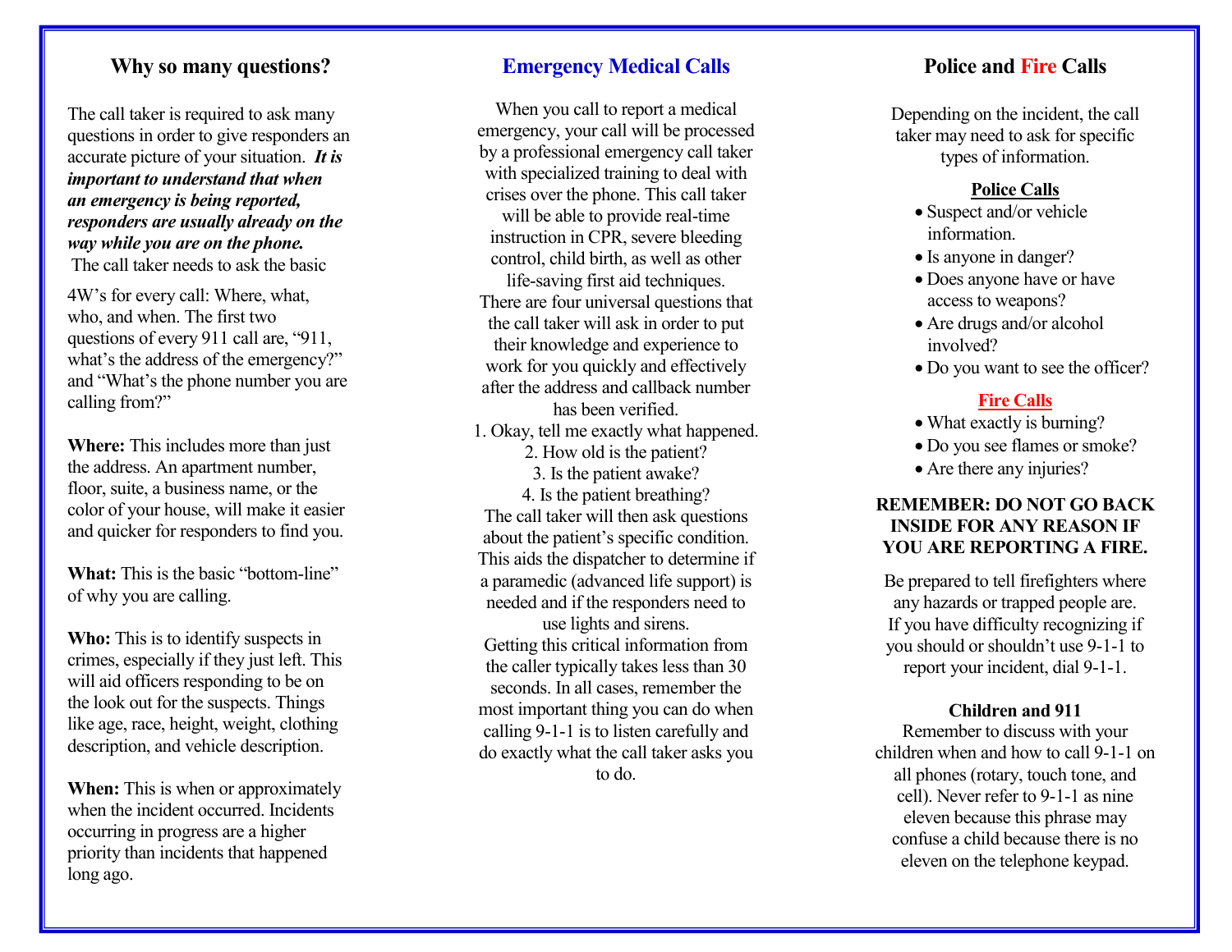## Why so many questions?

The call taker is required to ask many questions in order to give responders an accurate picture of your situation. ***It is important to understand that when an emergency is being reported, responders are usually already on the way while you are on the phone.*** The call taker needs to ask the basic 4W's for every call: Where, what, who, and when. The first two questions of every 911 call are, "911, what's the address of the emergency?" and "What's the phone number you are calling from?"

**Where:** This includes more than just the address. An apartment number, floor, suite, a business name, or the color of your house, will make it easier and quicker for responders to find you.

**What:** This is the basic "bottom-line" of why you are calling.

**Who:** This is to identify suspects in crimes, especially if they just left. This will aid officers responding to be on the look out for the suspects. Things like age, race, height, weight, clothing description, and vehicle description.

**When:** This is when or approximately when the incident occurred. Incidents occurring in progress are a higher priority than incidents that happened long ago.

## Emergency Medical Calls

When you call to report a medical emergency, your call will be processed by a professional emergency call taker with specialized training to deal with crises over the phone. This call taker will be able to provide real-time instruction in CPR, severe bleeding control, child birth, as well as other life-saving first aid techniques. There are four universal questions that the call taker will ask in order to put their knowledge and experience to work for you quickly and effectively after the address and callback number has been verified.

1. Okay, tell me exactly what happened.
2. How old is the patient?
3. Is the patient awake?
4. Is the patient breathing?

The call taker will then ask questions about the patient's specific condition. This aids the dispatcher to determine if a paramedic (advanced life support) is needed and if the responders need to use lights and sirens. Getting this critical information from the caller typically takes less than 30 seconds. In all cases, remember the most important thing you can do when calling 9-1-1 is to listen carefully and do exactly what the call taker asks you to do.

## Police and Fire Calls

Depending on the incident, the call taker may need to ask for specific types of information.

**Police Calls**

- Suspect and/or vehicle information.
- Is anyone in danger?
- Does anyone have or have access to weapons?
- Are drugs and/or alcohol involved?
- Do you want to see the officer?

**Fire Calls**

- What exactly is burning?
- Do you see flames or smoke?
- Are there any injuries?

**REMEMBER: DO NOT GO BACK INSIDE FOR ANY REASON IF YOU ARE REPORTING A FIRE.**

Be prepared to tell firefighters where any hazards or trapped people are. If you have difficulty recognizing if you should or shouldn't use 9-1-1 to report your incident, dial 9-1-1.

**Children and 911**

Remember to discuss with your children when and how to call 9-1-1 on all phones (rotary, touch tone, and cell). Never refer to 9-1-1 as nine eleven because this phrase may confuse a child because there is no eleven on the telephone keypad.